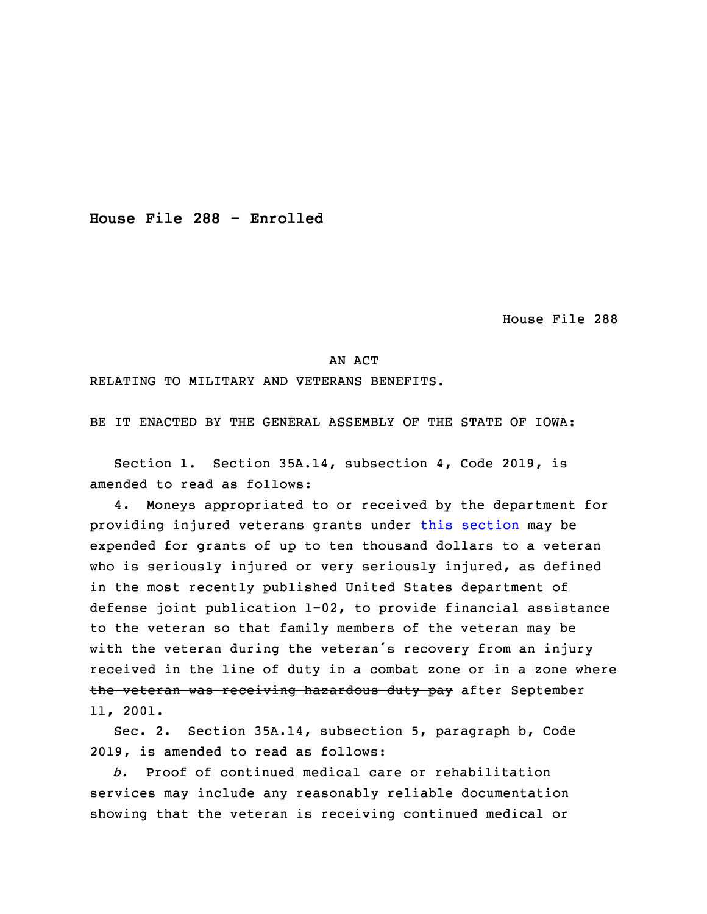**House File 288 - Enrolled**

House File 288

AN ACT

RELATING TO MILITARY AND VETERANS BENEFITS.

BE IT ENACTED BY THE GENERAL ASSEMBLY OF THE STATE OF IOWA:

Section 1. Section 35A.14, subsection 4, Code 2019, is amended to read as follows:

4. Moneys appropriated to or received by the department for providing injured veterans grants under this section may be expended for grants of up to ten thousand dollars to a veteran who is seriously injured or very seriously injured, as defined in the most recently published United States department of defense joint publication 1-02, to provide financial assistance to the veteran so that family members of the veteran may be with the veteran during the veteran's recovery from an injury received in the line of duty ~~in a combat zone or in a zone where the veteran was receiving hazardous duty pay~~ after September 11, 2001.

Sec. 2. Section 35A.14, subsection 5, paragraph b, Code 2019, is amended to read as follows:

*b.* Proof of continued medical care or rehabilitation services may include any reasonably reliable documentation showing that the veteran is receiving continued medical or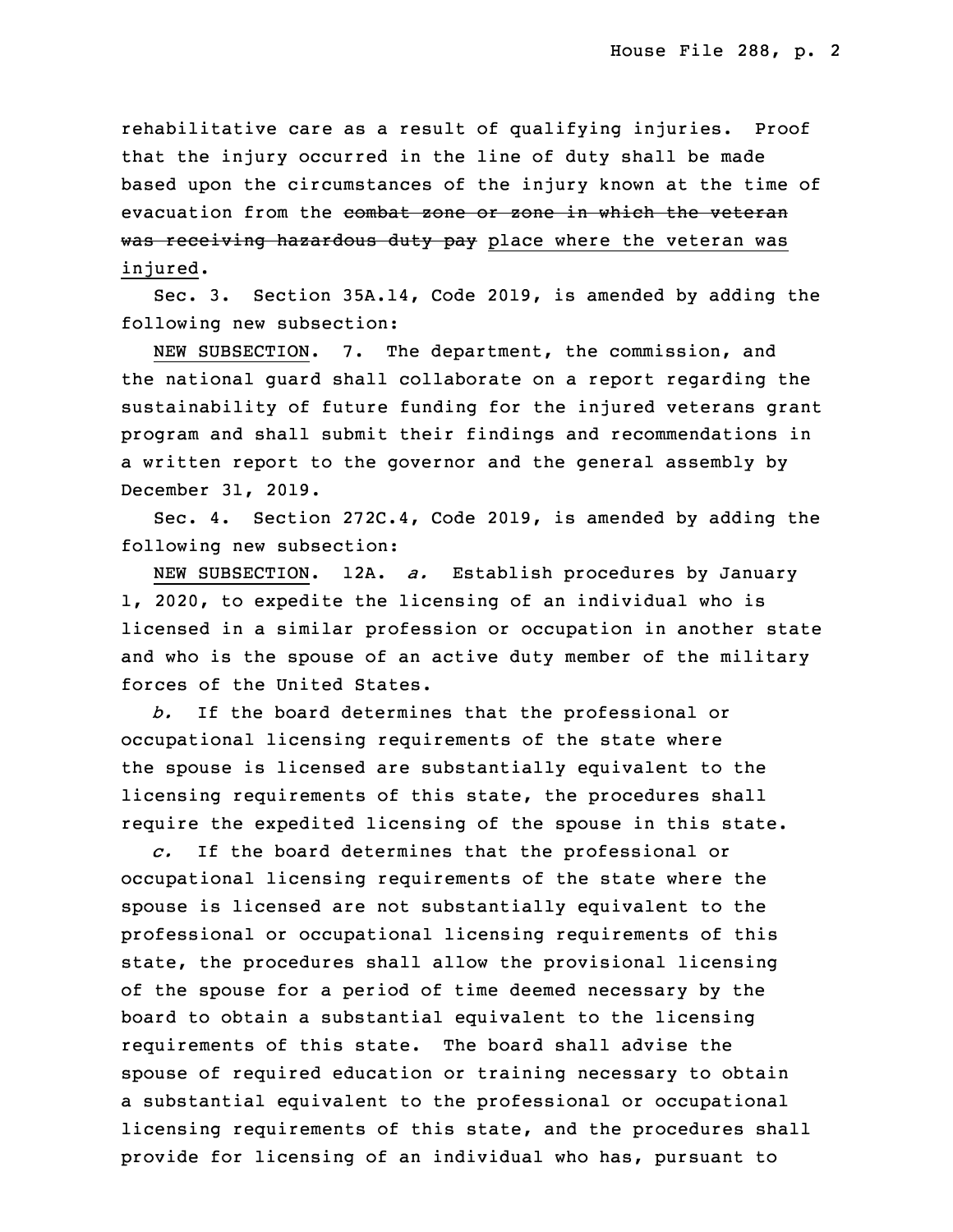rehabilitative care as a result of qualifying injuries. Proof that the injury occurred in the line of duty shall be made based upon the circumstances of the injury known at the time of evacuation from the ~~combat zone or zone in which the veteran was receiving hazardous duty pay~~ <u>place where the veteran was injured</u>.

Sec. 3. Section 35A.14, Code 2019, is amended by adding the following new subsection:

<u>NEW SUBSECTION</u>. 7. The department, the commission, and the national guard shall collaborate on a report regarding the sustainability of future funding for the injured veterans grant program and shall submit their findings and recommendations in a written report to the governor and the general assembly by December 31, 2019.

Sec. 4. Section 272C.4, Code 2019, is amended by adding the following new subsection:

<u>NEW SUBSECTION</u>. 12A. *a.* Establish procedures by January 1, 2020, to expedite the licensing of an individual who is licensed in a similar profession or occupation in another state and who is the spouse of an active duty member of the military forces of the United States.

*b.* If the board determines that the professional or occupational licensing requirements of the state where the spouse is licensed are substantially equivalent to the licensing requirements of this state, the procedures shall require the expedited licensing of the spouse in this state.

*c.* If the board determines that the professional or occupational licensing requirements of the state where the spouse is licensed are not substantially equivalent to the professional or occupational licensing requirements of this state, the procedures shall allow the provisional licensing of the spouse for a period of time deemed necessary by the board to obtain a substantial equivalent to the licensing requirements of this state. The board shall advise the spouse of required education or training necessary to obtain a substantial equivalent to the professional or occupational licensing requirements of this state, and the procedures shall provide for licensing of an individual who has, pursuant to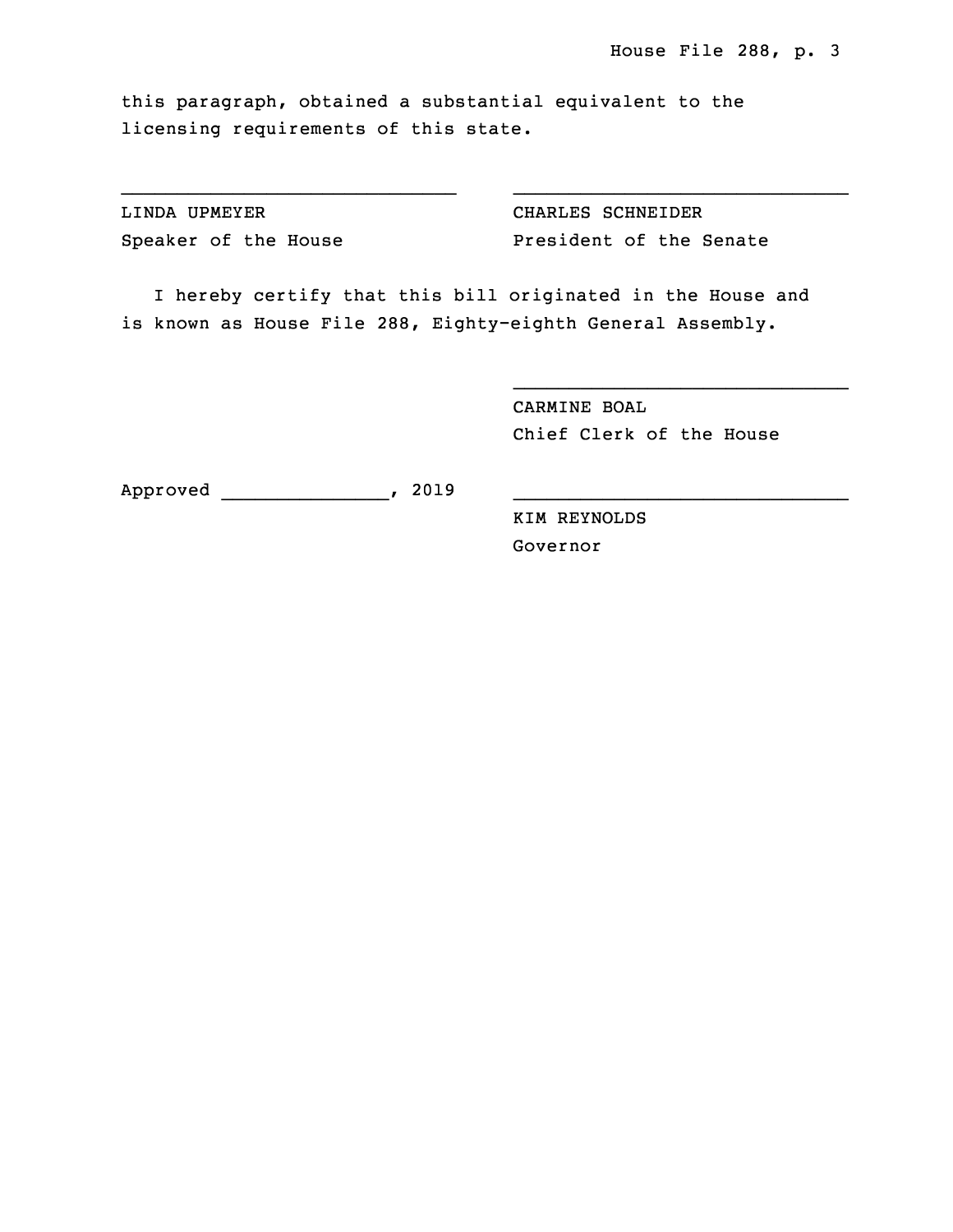this paragraph, obtained a substantial equivalent to the licensing requirements of this state.

______________________________ ______________________________

LINDA UPMEYER CHARLES SCHNEIDER

Speaker of the House President of the Senate

I hereby certify that this bill originated in the House and is known as House File 288, Eighty-eighth General Assembly.

______________________________

CARMINE BOAL

Chief Clerk of the House

Approved _______________, 2019 ______________________________

KIM REYNOLDS

Governor